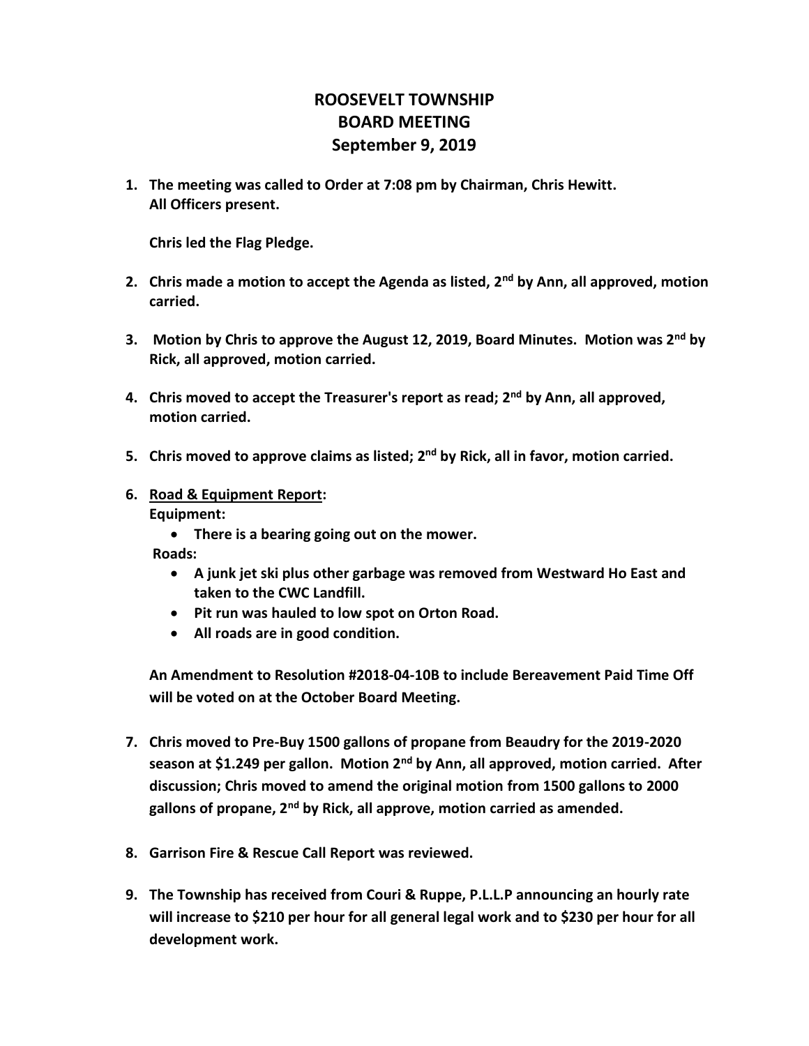# ROOSEVELT TOWNSHIP
# BOARD MEETING
# September 9, 2019

1. **The meeting was called to Order at 7:08 pm by Chairman, Chris Hewitt.**
   **All Officers present.**

   **Chris led the Flag Pledge.**

2. **Chris made a motion to accept the Agenda as listed, 2nd by Ann, all approved, motion carried.**

3. **Motion by Chris to approve the August 12, 2019, Board Minutes. Motion was 2nd by Rick, all approved, motion carried.**

4. **Chris moved to accept the Treasurer's report as read; 2nd by Ann, all approved, motion carried.**

5. **Chris moved to approve claims as listed; 2nd by Rick, all in favor, motion carried.**

6. **<u>Road & Equipment Report</u>:**
   **Equipment:**
   - **There is a bearing going out on the mower.**

   **Roads:**
   - **A junk jet ski plus other garbage was removed from Westward Ho East and taken to the CWC Landfill.**
   - **Pit run was hauled to low spot on Orton Road.**
   - **All roads are in good condition.**

   **An Amendment to Resolution #2018-04-10B to include Bereavement Paid Time Off will be voted on at the October Board Meeting.**

7. **Chris moved to Pre-Buy 1500 gallons of propane from Beaudry for the 2019-2020 season at $1.249 per gallon. Motion 2nd by Ann, all approved, motion carried. After discussion; Chris moved to amend the original motion from 1500 gallons to 2000 gallons of propane, 2nd by Rick, all approve, motion carried as amended.**

8. **Garrison Fire & Rescue Call Report was reviewed.**

9. **The Township has received from Couri & Ruppe, P.L.L.P announcing an hourly rate will increase to $210 per hour for all general legal work and to $230 per hour for all development work.**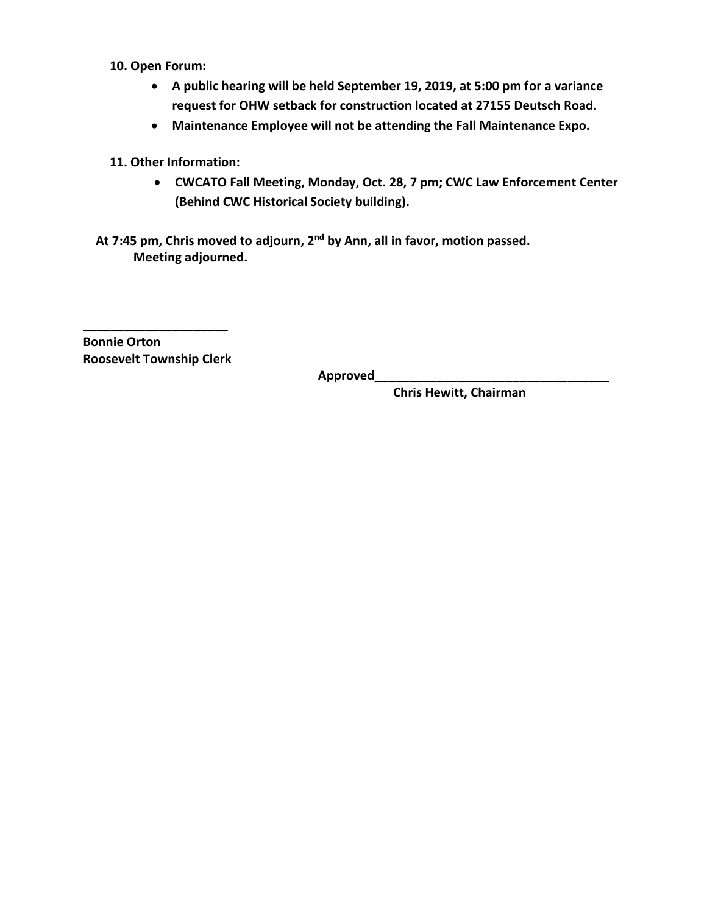**10. Open Forum:**

- **A public hearing will be held September 19, 2019, at 5:00 pm for a variance request for OHW setback for construction located at 27155 Deutsch Road.**
- **Maintenance Employee will not be attending the Fall Maintenance Expo.**

**11. Other Information:**

- **CWCATO Fall Meeting, Monday, Oct. 28, 7 pm; CWC Law Enforcement Center (Behind CWC Historical Society building).**

**At 7:45 pm, Chris moved to adjourn, 2nd by Ann, all in favor, motion passed. Meeting adjourned.**

**_____________________**
**Bonnie Orton**
**Roosevelt Township Clerk**

**Approved___________________________________**
**Chris Hewitt, Chairman**